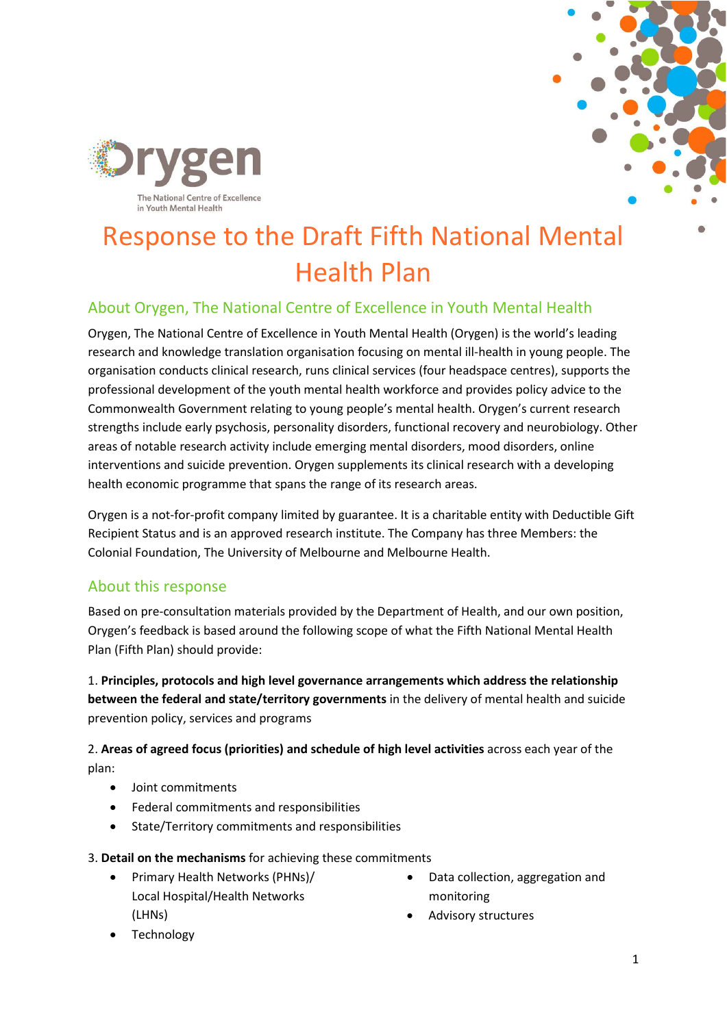Orygen

The National Centre of Excellence in Youth Mental Health

# Response to the Draft Fifth National Mental Health Plan

## About Orygen, The National Centre of Excellence in Youth Mental Health

Orygen, The National Centre of Excellence in Youth Mental Health (Orygen) is the world's leading research and knowledge translation organisation focusing on mental ill-health in young people. The organisation conducts clinical research, runs clinical services (four headspace centres), supports the professional development of the youth mental health workforce and provides policy advice to the Commonwealth Government relating to young people's mental health. Orygen's current research strengths include early psychosis, personality disorders, functional recovery and neurobiology. Other areas of notable research activity include emerging mental disorders, mood disorders, online interventions and suicide prevention. Orygen supplements its clinical research with a developing health economic programme that spans the range of its research areas.

Orygen is a not-for-profit company limited by guarantee. It is a charitable entity with Deductible Gift Recipient Status and is an approved research institute. The Company has three Members: the Colonial Foundation, The University of Melbourne and Melbourne Health.

## About this response

Based on pre-consultation materials provided by the Department of Health, and our own position, Orygen's feedback is based around the following scope of what the Fifth National Mental Health Plan (Fifth Plan) should provide:

1. **Principles, protocols and high level governance arrangements which address the relationship between the federal and state/territory governments** in the delivery of mental health and suicide prevention policy, services and programs

2. **Areas of agreed focus (priorities) and schedule of high level activities** across each year of the plan:
   - Joint commitments
   - Federal commitments and responsibilities
   - State/Territory commitments and responsibilities

3. **Detail on the mechanisms** for achieving these commitments
   - Primary Health Networks (PHNs)/ Local Hospital/Health Networks (LHNs)
   - Technology
   - Data collection, aggregation and monitoring
   - Advisory structures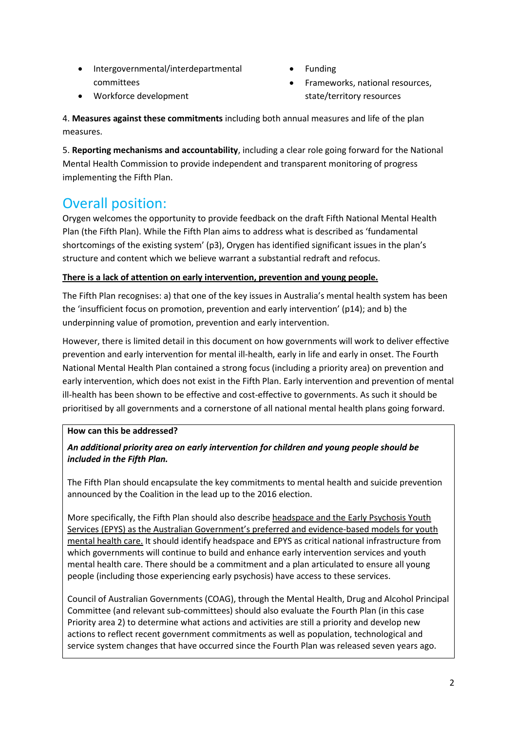- Intergovernmental/interdepartmental committees
- Workforce development
- Funding
- Frameworks, national resources, state/territory resources

4. **Measures against these commitments** including both annual measures and life of the plan measures.

5. **Reporting mechanisms and accountability**, including a clear role going forward for the National Mental Health Commission to provide independent and transparent monitoring of progress implementing the Fifth Plan.

## Overall position:

Orygen welcomes the opportunity to provide feedback on the draft Fifth National Mental Health Plan (the Fifth Plan). While the Fifth Plan aims to address what is described as 'fundamental shortcomings of the existing system' (p3), Orygen has identified significant issues in the plan's structure and content which we believe warrant a substantial redraft and refocus.

**There is a lack of attention on early intervention, prevention and young people.**

The Fifth Plan recognises: a) that one of the key issues in Australia's mental health system has been the 'insufficient focus on promotion, prevention and early intervention' (p14); and b) the underpinning value of promotion, prevention and early intervention.

However, there is limited detail in this document on how governments will work to deliver effective prevention and early intervention for mental ill-health, early in life and early in onset. The Fourth National Mental Health Plan contained a strong focus (including a priority area) on prevention and early intervention, which does not exist in the Fifth Plan. Early intervention and prevention of mental ill-health has been shown to be effective and cost-effective to governments. As such it should be prioritised by all governments and a cornerstone of all national mental health plans going forward.

**How can this be addressed?**

***An additional priority area on early intervention for children and young people should be included in the Fifth Plan.***

The Fifth Plan should encapsulate the key commitments to mental health and suicide prevention announced by the Coalition in the lead up to the 2016 election.

More specifically, the Fifth Plan should also describe headspace and the Early Psychosis Youth Services (EPYS) as the Australian Government's preferred and evidence-based models for youth mental health care. It should identify headspace and EPYS as critical national infrastructure from which governments will continue to build and enhance early intervention services and youth mental health care. There should be a commitment and a plan articulated to ensure all young people (including those experiencing early psychosis) have access to these services.

Council of Australian Governments (COAG), through the Mental Health, Drug and Alcohol Principal Committee (and relevant sub-committees) should also evaluate the Fourth Plan (in this case Priority area 2) to determine what actions and activities are still a priority and develop new actions to reflect recent government commitments as well as population, technological and service system changes that have occurred since the Fourth Plan was released seven years ago.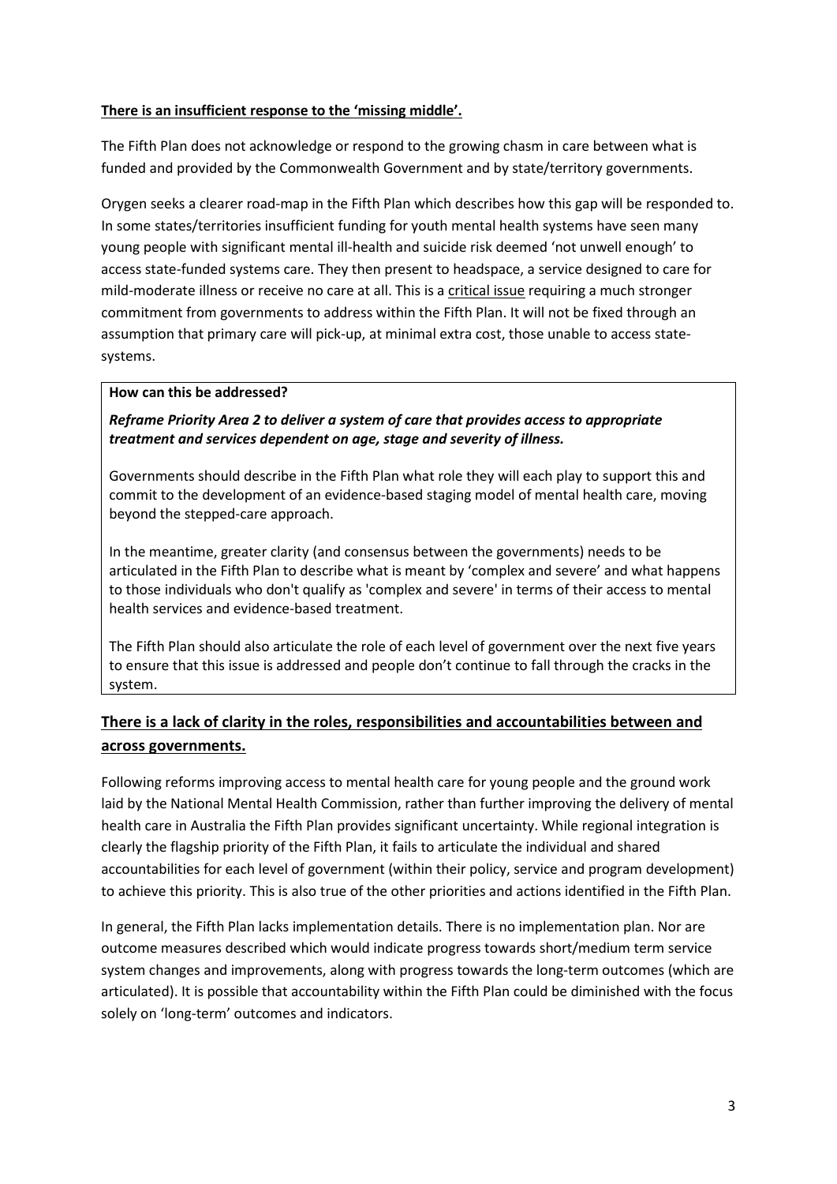**There is an insufficient response to the 'missing middle'.**

The Fifth Plan does not acknowledge or respond to the growing chasm in care between what is funded and provided by the Commonwealth Government and by state/territory governments.

Orygen seeks a clearer road-map in the Fifth Plan which describes how this gap will be responded to. In some states/territories insufficient funding for youth mental health systems have seen many young people with significant mental ill-health and suicide risk deemed 'not unwell enough' to access state-funded systems care. They then present to headspace, a service designed to care for mild-moderate illness or receive no care at all. This is a critical issue requiring a much stronger commitment from governments to address within the Fifth Plan. It will not be fixed through an assumption that primary care will pick-up, at minimal extra cost, those unable to access state-systems.

**How can this be addressed?**

***Reframe Priority Area 2 to deliver a system of care that provides access to appropriate treatment and services dependent on age, stage and severity of illness.***

Governments should describe in the Fifth Plan what role they will each play to support this and commit to the development of an evidence-based staging model of mental health care, moving beyond the stepped-care approach.

In the meantime, greater clarity (and consensus between the governments) needs to be articulated in the Fifth Plan to describe what is meant by 'complex and severe' and what happens to those individuals who don't qualify as 'complex and severe' in terms of their access to mental health services and evidence-based treatment.

The Fifth Plan should also articulate the role of each level of government over the next five years to ensure that this issue is addressed and people don't continue to fall through the cracks in the system.

## There is a lack of clarity in the roles, responsibilities and accountabilities between and across governments.

Following reforms improving access to mental health care for young people and the ground work laid by the National Mental Health Commission, rather than further improving the delivery of mental health care in Australia the Fifth Plan provides significant uncertainty. While regional integration is clearly the flagship priority of the Fifth Plan, it fails to articulate the individual and shared accountabilities for each level of government (within their policy, service and program development) to achieve this priority. This is also true of the other priorities and actions identified in the Fifth Plan.

In general, the Fifth Plan lacks implementation details. There is no implementation plan. Nor are outcome measures described which would indicate progress towards short/medium term service system changes and improvements, along with progress towards the long-term outcomes (which are articulated). It is possible that accountability within the Fifth Plan could be diminished with the focus solely on 'long-term' outcomes and indicators.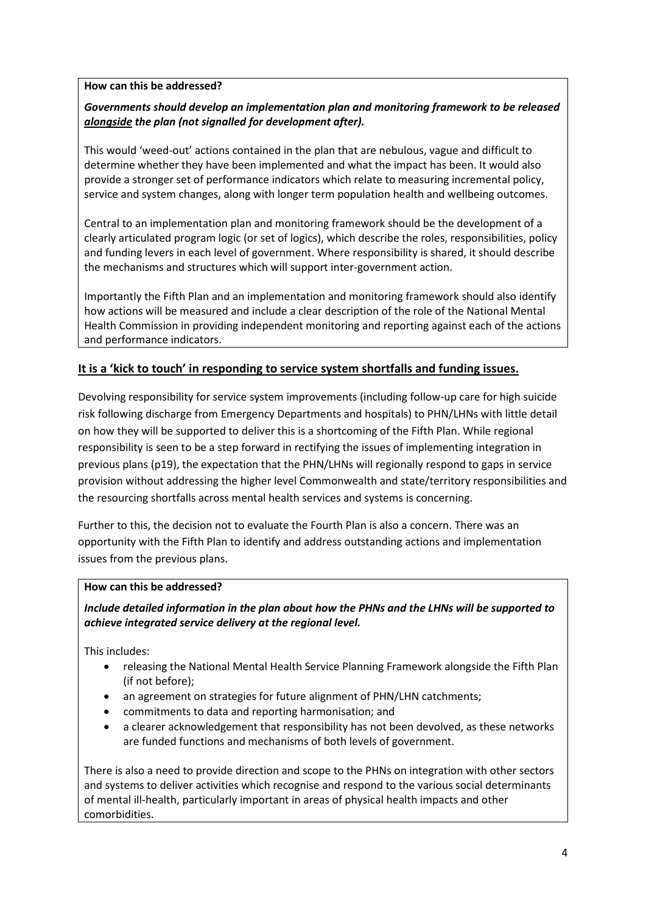**How can this be addressed?**

***Governments should develop an implementation plan and monitoring framework to be released <u>alongside</u> the plan (not signalled for development after).***

This would 'weed-out' actions contained in the plan that are nebulous, vague and difficult to determine whether they have been implemented and what the impact has been. It would also provide a stronger set of performance indicators which relate to measuring incremental policy, service and system changes, along with longer term population health and wellbeing outcomes.

Central to an implementation plan and monitoring framework should be the development of a clearly articulated program logic (or set of logics), which describe the roles, responsibilities, policy and funding levers in each level of government. Where responsibility is shared, it should describe the mechanisms and structures which will support inter-government action.

Importantly the Fifth Plan and an implementation and monitoring framework should also identify how actions will be measured and include a clear description of the role of the National Mental Health Commission in providing independent monitoring and reporting against each of the actions and performance indicators.

## <u>It is a 'kick to touch' in responding to service system shortfalls and funding issues.</u>

Devolving responsibility for service system improvements (including follow-up care for high suicide risk following discharge from Emergency Departments and hospitals) to PHN/LHNs with little detail on how they will be supported to deliver this is a shortcoming of the Fifth Plan. While regional responsibility is seen to be a step forward in rectifying the issues of implementing integration in previous plans (p19), the expectation that the PHN/LHNs will regionally respond to gaps in service provision without addressing the higher level Commonwealth and state/territory responsibilities and the resourcing shortfalls across mental health services and systems is concerning.

Further to this, the decision not to evaluate the Fourth Plan is also a concern. There was an opportunity with the Fifth Plan to identify and address outstanding actions and implementation issues from the previous plans.

**How can this be addressed?**

***Include detailed information in the plan about how the PHNs and the LHNs will be supported to achieve integrated service delivery at the regional level.***

This includes:

- releasing the National Mental Health Service Planning Framework alongside the Fifth Plan (if not before);
- an agreement on strategies for future alignment of PHN/LHN catchments;
- commitments to data and reporting harmonisation; and
- a clearer acknowledgement that responsibility has not been devolved, as these networks are funded functions and mechanisms of both levels of government.

There is also a need to provide direction and scope to the PHNs on integration with other sectors and systems to deliver activities which recognise and respond to the various social determinants of mental ill-health, particularly important in areas of physical health impacts and other comorbidities.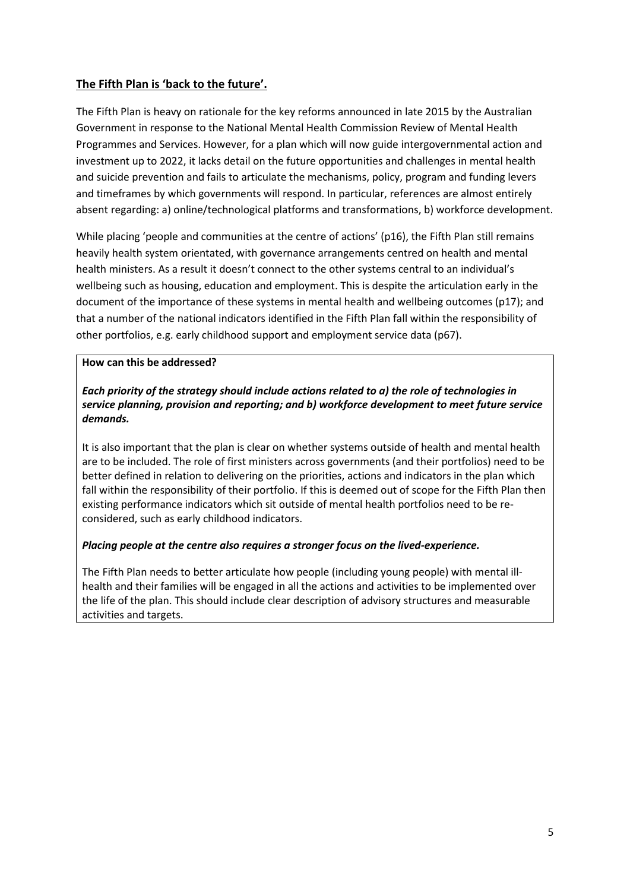## The Fifth Plan is 'back to the future'.

The Fifth Plan is heavy on rationale for the key reforms announced in late 2015 by the Australian Government in response to the National Mental Health Commission Review of Mental Health Programmes and Services. However, for a plan which will now guide intergovernmental action and investment up to 2022, it lacks detail on the future opportunities and challenges in mental health and suicide prevention and fails to articulate the mechanisms, policy, program and funding levers and timeframes by which governments will respond. In particular, references are almost entirely absent regarding: a) online/technological platforms and transformations, b) workforce development.

While placing 'people and communities at the centre of actions' (p16), the Fifth Plan still remains heavily health system orientated, with governance arrangements centred on health and mental health ministers. As a result it doesn't connect to the other systems central to an individual's wellbeing such as housing, education and employment. This is despite the articulation early in the document of the importance of these systems in mental health and wellbeing outcomes (p17); and that a number of the national indicators identified in the Fifth Plan fall within the responsibility of other portfolios, e.g. early childhood support and employment service data (p67).

**How can this be addressed?**

***Each priority of the strategy should include actions related to a) the role of technologies in service planning, provision and reporting; and b) workforce development to meet future service demands.***

It is also important that the plan is clear on whether systems outside of health and mental health are to be included. The role of first ministers across governments (and their portfolios) need to be better defined in relation to delivering on the priorities, actions and indicators in the plan which fall within the responsibility of their portfolio. If this is deemed out of scope for the Fifth Plan then existing performance indicators which sit outside of mental health portfolios need to be re-considered, such as early childhood indicators.

***Placing people at the centre also requires a stronger focus on the lived-experience.***

The Fifth Plan needs to better articulate how people (including young people) with mental ill-health and their families will be engaged in all the actions and activities to be implemented over the life of the plan. This should include clear description of advisory structures and measurable activities and targets.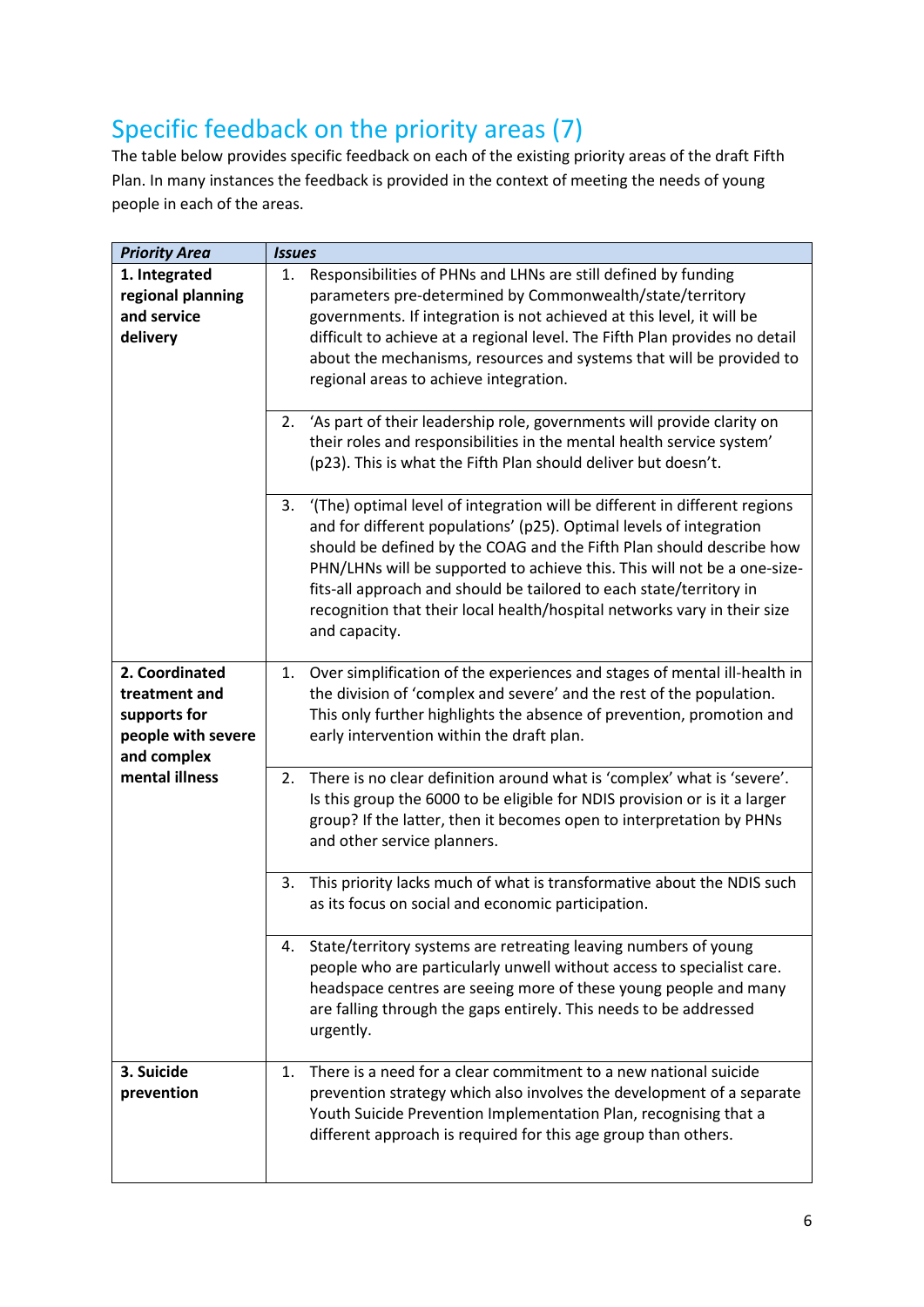## Specific feedback on the priority areas (7)

The table below provides specific feedback on each of the existing priority areas of the draft Fifth Plan. In many instances the feedback is provided in the context of meeting the needs of young people in each of the areas.

| ***Priority Area*** | ***Issues*** |
|---|---|
| **1. Integrated regional planning and service delivery** | 1. Responsibilities of PHNs and LHNs are still defined by funding parameters pre-determined by Commonwealth/state/territory governments. If integration is not achieved at this level, it will be difficult to achieve at a regional level. The Fifth Plan provides no detail about the mechanisms, resources and systems that will be provided to regional areas to achieve integration. |
| | 2. 'As part of their leadership role, governments will provide clarity on their roles and responsibilities in the mental health service system' (p23). This is what the Fifth Plan should deliver but doesn't. |
| | 3. '(The) optimal level of integration will be different in different regions and for different populations' (p25). Optimal levels of integration should be defined by the COAG and the Fifth Plan should describe how PHN/LHNs will be supported to achieve this. This will not be a one-size-fits-all approach and should be tailored to each state/territory in recognition that their local health/hospital networks vary in their size and capacity. |
| **2. Coordinated treatment and supports for people with severe and complex mental illness** | 1. Over simplification of the experiences and stages of mental ill-health in the division of 'complex and severe' and the rest of the population. This only further highlights the absence of prevention, promotion and early intervention within the draft plan. |
| | 2. There is no clear definition around what is 'complex' what is 'severe'. Is this group the 6000 to be eligible for NDIS provision or is it a larger group? If the latter, then it becomes open to interpretation by PHNs and other service planners. |
| | 3. This priority lacks much of what is transformative about the NDIS such as its focus on social and economic participation. |
| | 4. State/territory systems are retreating leaving numbers of young people who are particularly unwell without access to specialist care. headspace centres are seeing more of these young people and many are falling through the gaps entirely. This needs to be addressed urgently. |
| **3. Suicide prevention** | 1. There is a need for a clear commitment to a new national suicide prevention strategy which also involves the development of a separate Youth Suicide Prevention Implementation Plan, recognising that a different approach is required for this age group than others. |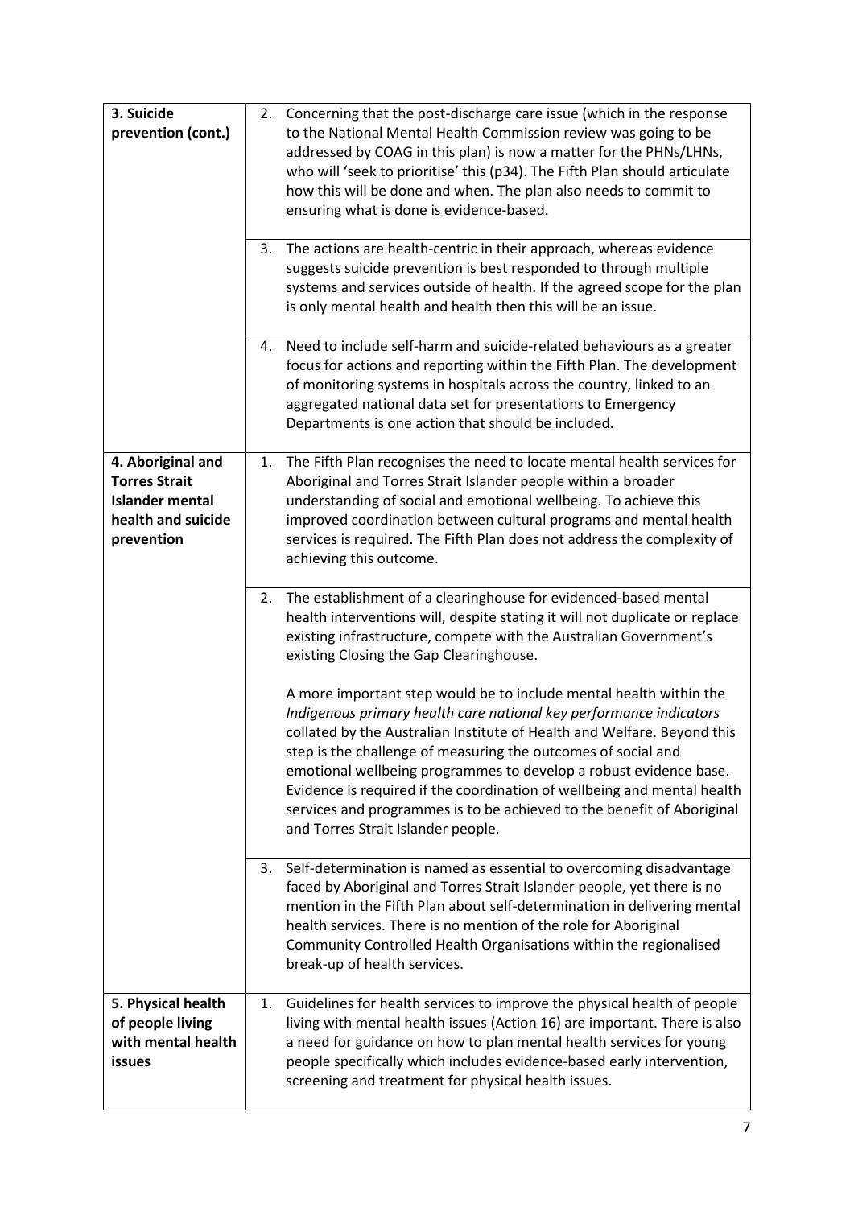| | |
|---|---|
| **3. Suicide prevention (cont.)** | 2. Concerning that the post-discharge care issue (which in the response to the National Mental Health Commission review was going to be addressed by COAG in this plan) is now a matter for the PHNs/LHNs, who will 'seek to prioritise' this (p34). The Fifth Plan should articulate how this will be done and when. The plan also needs to commit to ensuring what is done is evidence-based. |
| | 3. The actions are health-centric in their approach, whereas evidence suggests suicide prevention is best responded to through multiple systems and services outside of health. If the agreed scope for the plan is only mental health and health then this will be an issue. |
| | 4. Need to include self-harm and suicide-related behaviours as a greater focus for actions and reporting within the Fifth Plan. The development of monitoring systems in hospitals across the country, linked to an aggregated national data set for presentations to Emergency Departments is one action that should be included. |
| **4. Aboriginal and Torres Strait Islander mental health and suicide prevention** | 1. The Fifth Plan recognises the need to locate mental health services for Aboriginal and Torres Strait Islander people within a broader understanding of social and emotional wellbeing. To achieve this improved coordination between cultural programs and mental health services is required. The Fifth Plan does not address the complexity of achieving this outcome. |
| | 2. The establishment of a clearinghouse for evidenced-based mental health interventions will, despite stating it will not duplicate or replace existing infrastructure, compete with the Australian Government's existing Closing the Gap Clearinghouse.<br><br>A more important step would be to include mental health within the *Indigenous primary health care national key performance indicators* collated by the Australian Institute of Health and Welfare. Beyond this step is the challenge of measuring the outcomes of social and emotional wellbeing programmes to develop a robust evidence base. Evidence is required if the coordination of wellbeing and mental health services and programmes is to be achieved to the benefit of Aboriginal and Torres Strait Islander people. |
| | 3. Self-determination is named as essential to overcoming disadvantage faced by Aboriginal and Torres Strait Islander people, yet there is no mention in the Fifth Plan about self-determination in delivering mental health services. There is no mention of the role for Aboriginal Community Controlled Health Organisations within the regionalised break-up of health services. |
| **5. Physical health of people living with mental health issues** | 1. Guidelines for health services to improve the physical health of people living with mental health issues (Action 16) are important. There is also a need for guidance on how to plan mental health services for young people specifically which includes evidence-based early intervention, screening and treatment for physical health issues. |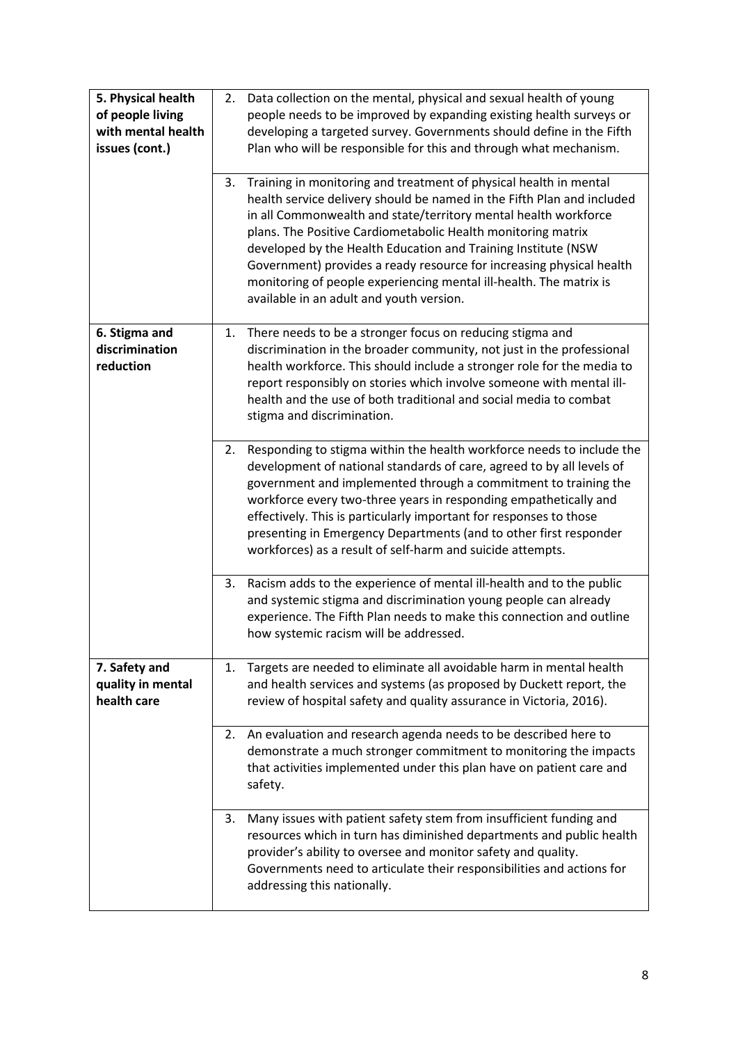| | |
|---|---|
| **5. Physical health of people living with mental health issues (cont.)** | 2. Data collection on the mental, physical and sexual health of young people needs to be improved by expanding existing health surveys or developing a targeted survey. Governments should define in the Fifth Plan who will be responsible for this and through what mechanism. |
| | 3. Training in monitoring and treatment of physical health in mental health service delivery should be named in the Fifth Plan and included in all Commonwealth and state/territory mental health workforce plans. The Positive Cardiometabolic Health monitoring matrix developed by the Health Education and Training Institute (NSW Government) provides a ready resource for increasing physical health monitoring of people experiencing mental ill-health. The matrix is available in an adult and youth version. |
| **6. Stigma and discrimination reduction** | 1. There needs to be a stronger focus on reducing stigma and discrimination in the broader community, not just in the professional health workforce. This should include a stronger role for the media to report responsibly on stories which involve someone with mental ill-health and the use of both traditional and social media to combat stigma and discrimination. |
| | 2. Responding to stigma within the health workforce needs to include the development of national standards of care, agreed to by all levels of government and implemented through a commitment to training the workforce every two-three years in responding empathetically and effectively. This is particularly important for responses to those presenting in Emergency Departments (and to other first responder workforces) as a result of self-harm and suicide attempts. |
| | 3. Racism adds to the experience of mental ill-health and to the public and systemic stigma and discrimination young people can already experience. The Fifth Plan needs to make this connection and outline how systemic racism will be addressed. |
| **7. Safety and quality in mental health care** | 1. Targets are needed to eliminate all avoidable harm in mental health and health services and systems (as proposed by Duckett report, the review of hospital safety and quality assurance in Victoria, 2016). |
| | 2. An evaluation and research agenda needs to be described here to demonstrate a much stronger commitment to monitoring the impacts that activities implemented under this plan have on patient care and safety. |
| | 3. Many issues with patient safety stem from insufficient funding and resources which in turn has diminished departments and public health provider's ability to oversee and monitor safety and quality. Governments need to articulate their responsibilities and actions for addressing this nationally. |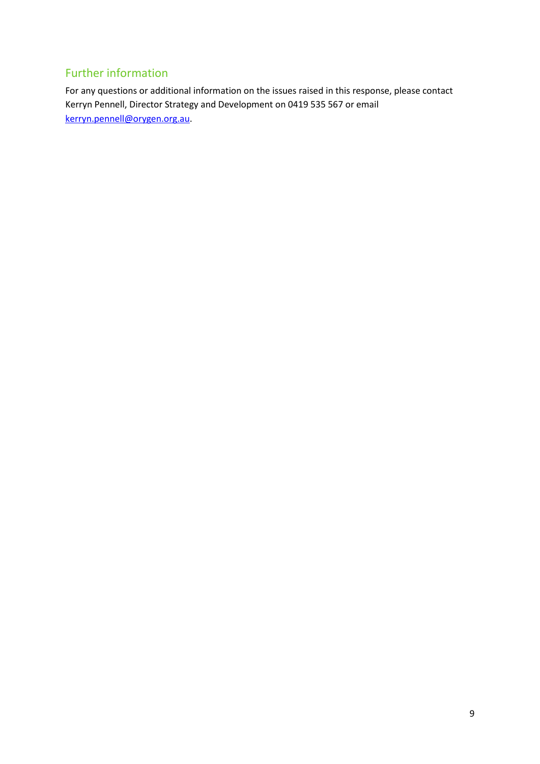## Further information

For any questions or additional information on the issues raised in this response, please contact Kerryn Pennell, Director Strategy and Development on 0419 535 567 or email kerryn.pennell@orygen.org.au.